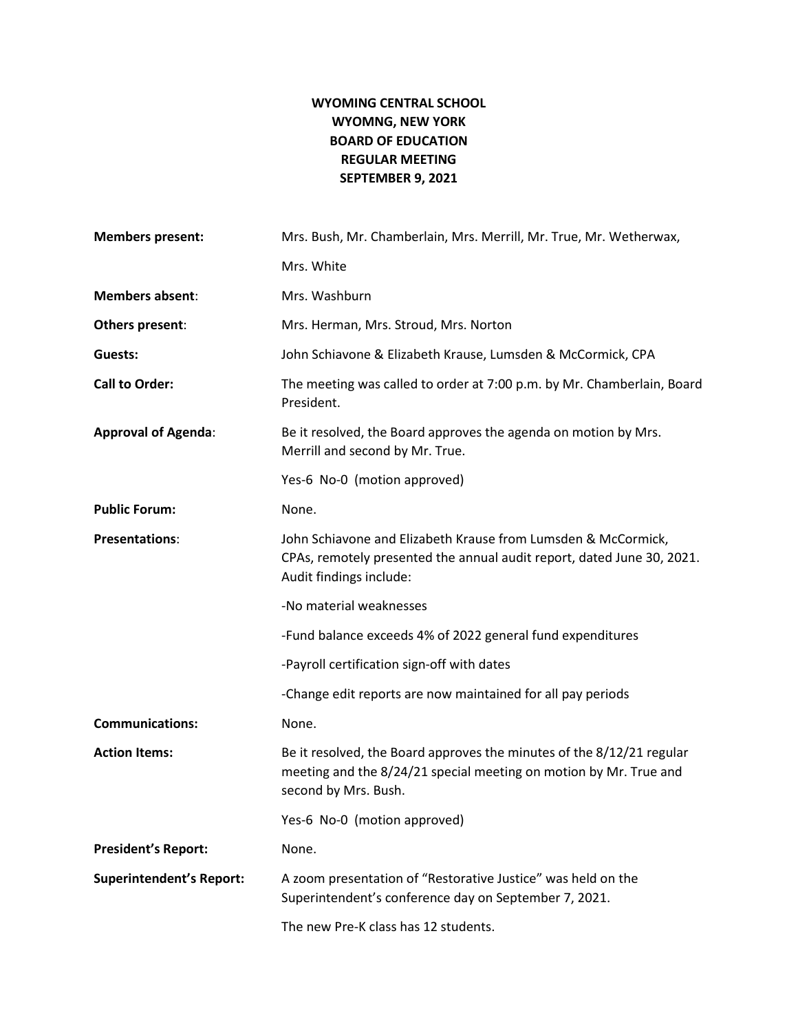# WYOMING CENTRAL SCHOOL
## WYOMNG, NEW YORK
## BOARD OF EDUCATION
## REGULAR MEETING
## SEPTEMBER 9, 2021

**Members present:** Mrs. Bush, Mr. Chamberlain, Mrs. Merrill, Mr. True, Mr. Wetherwax, Mrs. White

**Members absent**: Mrs. Washburn

**Others present**: Mrs. Herman, Mrs. Stroud, Mrs. Norton

**Guests:** John Schiavone & Elizabeth Krause, Lumsden & McCormick, CPA

**Call to Order:** The meeting was called to order at 7:00 p.m. by Mr. Chamberlain, Board President.

**Approval of Agenda**: Be it resolved, the Board approves the agenda on motion by Mrs. Merrill and second by Mr. True.

Yes-6 No-0 (motion approved)

**Public Forum:** None.

**Presentations**: John Schiavone and Elizabeth Krause from Lumsden & McCormick, CPAs, remotely presented the annual audit report, dated June 30, 2021. Audit findings include:

-No material weaknesses

-Fund balance exceeds 4% of 2022 general fund expenditures

-Payroll certification sign-off with dates

-Change edit reports are now maintained for all pay periods

**Communications:** None.

**Action Items:** Be it resolved, the Board approves the minutes of the 8/12/21 regular meeting and the 8/24/21 special meeting on motion by Mr. True and second by Mrs. Bush.

Yes-6 No-0 (motion approved)

**President's Report:** None.

**Superintendent's Report:** A zoom presentation of "Restorative Justice" was held on the Superintendent's conference day on September 7, 2021.

The new Pre-K class has 12 students.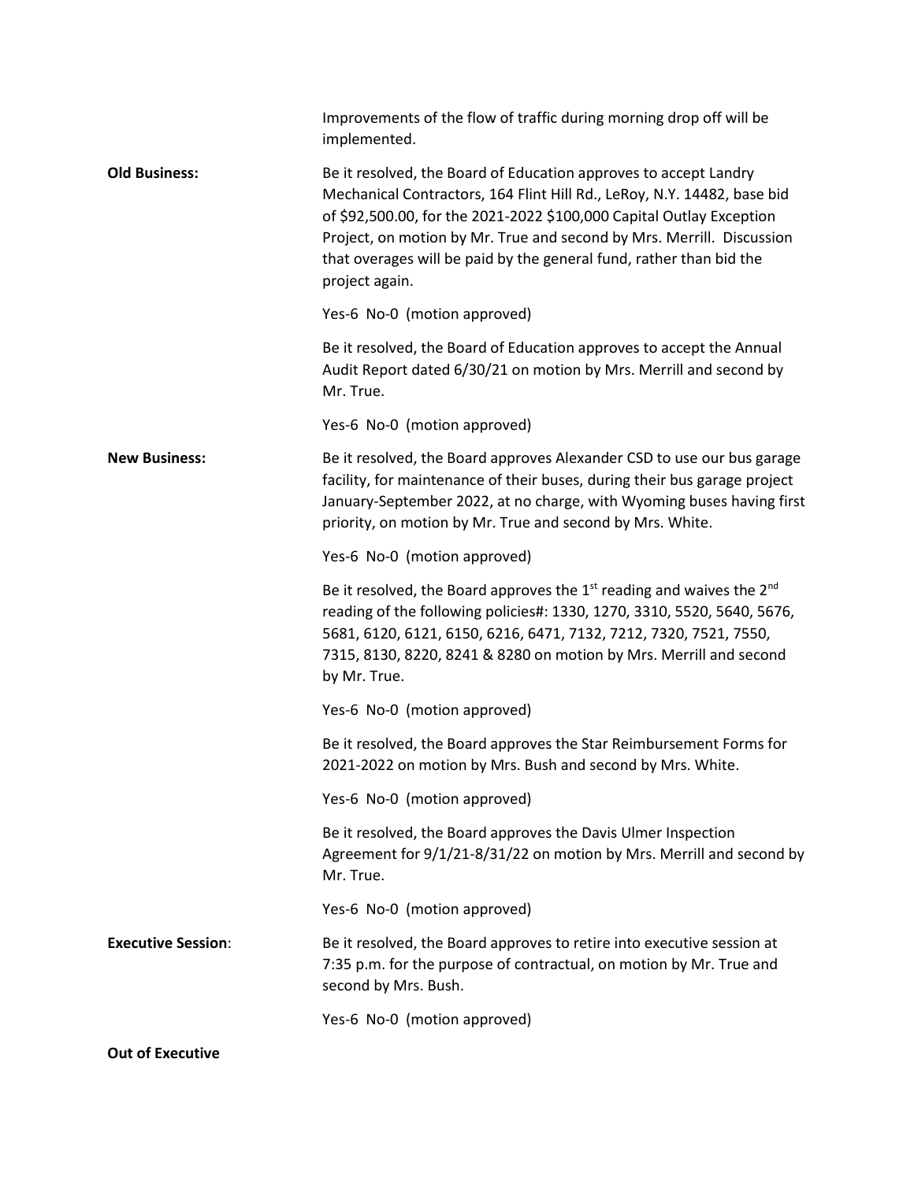Improvements of the flow of traffic during morning drop off will be implemented.

**Old Business:** Be it resolved, the Board of Education approves to accept Landry Mechanical Contractors, 164 Flint Hill Rd., LeRoy, N.Y. 14482, base bid of $92,500.00, for the 2021-2022 $100,000 Capital Outlay Exception Project, on motion by Mr. True and second by Mrs. Merrill. Discussion that overages will be paid by the general fund, rather than bid the project again.

Yes-6 No-0 (motion approved)

Be it resolved, the Board of Education approves to accept the Annual Audit Report dated 6/30/21 on motion by Mrs. Merrill and second by Mr. True.

Yes-6 No-0 (motion approved)

**New Business:** Be it resolved, the Board approves Alexander CSD to use our bus garage facility, for maintenance of their buses, during their bus garage project January-September 2022, at no charge, with Wyoming buses having first priority, on motion by Mr. True and second by Mrs. White.

Yes-6 No-0 (motion approved)

Be it resolved, the Board approves the 1st reading and waives the 2nd reading of the following policies#: 1330, 1270, 3310, 5520, 5640, 5676, 5681, 6120, 6121, 6150, 6216, 6471, 7132, 7212, 7320, 7521, 7550, 7315, 8130, 8220, 8241 & 8280 on motion by Mrs. Merrill and second by Mr. True.

Yes-6 No-0 (motion approved)

Be it resolved, the Board approves the Star Reimbursement Forms for 2021-2022 on motion by Mrs. Bush and second by Mrs. White.

Yes-6 No-0 (motion approved)

Be it resolved, the Board approves the Davis Ulmer Inspection Agreement for 9/1/21-8/31/22 on motion by Mrs. Merrill and second by Mr. True.

Yes-6 No-0 (motion approved)

**Executive Session**: Be it resolved, the Board approves to retire into executive session at 7:35 p.m. for the purpose of contractual, on motion by Mr. True and second by Mrs. Bush.

Yes-6 No-0 (motion approved)

**Out of Executive**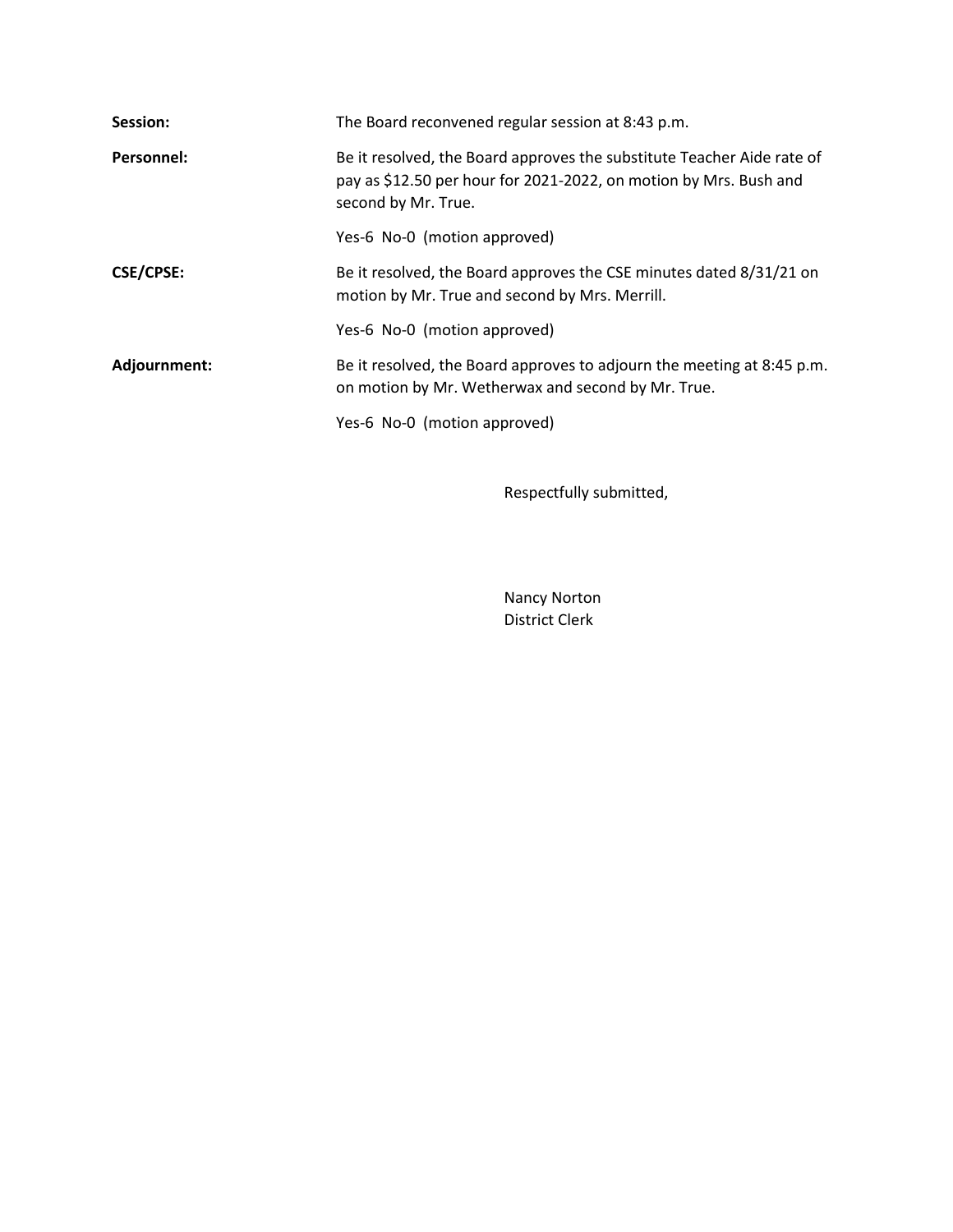**Session:** The Board reconvened regular session at 8:43 p.m.

**Personnel:** Be it resolved, the Board approves the substitute Teacher Aide rate of pay as $12.50 per hour for 2021-2022, on motion by Mrs. Bush and second by Mr. True.

Yes-6 No-0 (motion approved)

**CSE/CPSE:** Be it resolved, the Board approves the CSE minutes dated 8/31/21 on motion by Mr. True and second by Mrs. Merrill.

Yes-6 No-0 (motion approved)

**Adjournment:** Be it resolved, the Board approves to adjourn the meeting at 8:45 p.m. on motion by Mr. Wetherwax and second by Mr. True.

Yes-6 No-0 (motion approved)

Respectfully submitted,

Nancy Norton
District Clerk